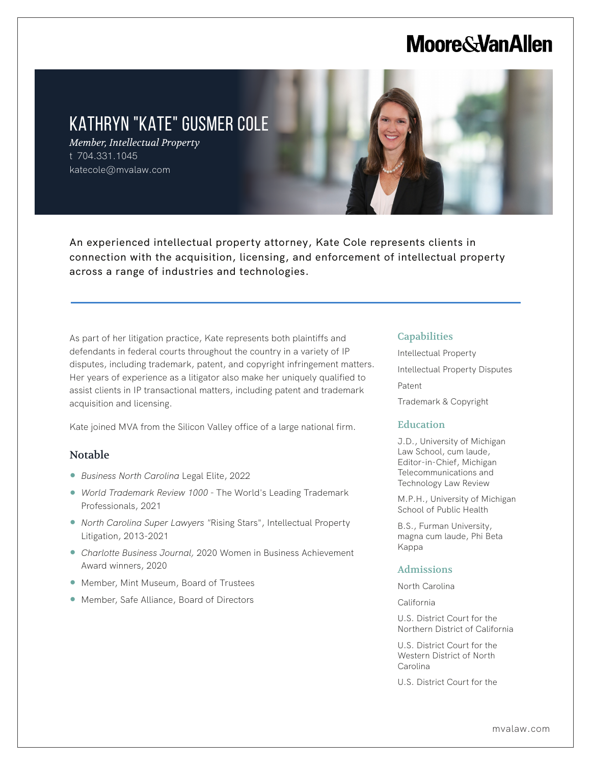Moore&VanAllen

# KATHRYN "KATE" GUSMER COLE

*Member, Intellectual Property*

t 704.331.1045

katecole@mvalaw.com

An experienced intellectual property attorney, Kate Cole represents clients in connection with the acquisition, licensing, and enforcement of intellectual property across a range of industries and technologies.

As part of her litigation practice, Kate represents both plaintiffs and defendants in federal courts throughout the country in a variety of IP disputes, including trademark, patent, and copyright infringement matters. Her years of experience as a litigator also make her uniquely qualified to assist clients in IP transactional matters, including patent and trademark acquisition and licensing.

Kate joined MVA from the Silicon Valley office of a large national firm.

## Notable

- *Business North Carolina* Legal Elite, 2022
- *World Trademark Review 1000* - The World's Leading Trademark Professionals, 2021
- *North Carolina Super Lawyers* "Rising Stars", Intellectual Property Litigation, 2013-2021
- *Charlotte Business Journal,* 2020 Women in Business Achievement Award winners, 2020
- Member, Mint Museum, Board of Trustees
- Member, Safe Alliance, Board of Directors

## Capabilities

Intellectual Property

Intellectual Property Disputes

Patent

Trademark & Copyright

## Education

J.D., University of Michigan Law School, cum laude, Editor-in-Chief, Michigan Telecommunications and Technology Law Review

M.P.H., University of Michigan School of Public Health

B.S., Furman University, magna cum laude, Phi Beta Kappa

## Admissions

North Carolina

California

U.S. District Court for the Northern District of California

U.S. District Court for the Western District of North Carolina

U.S. District Court for the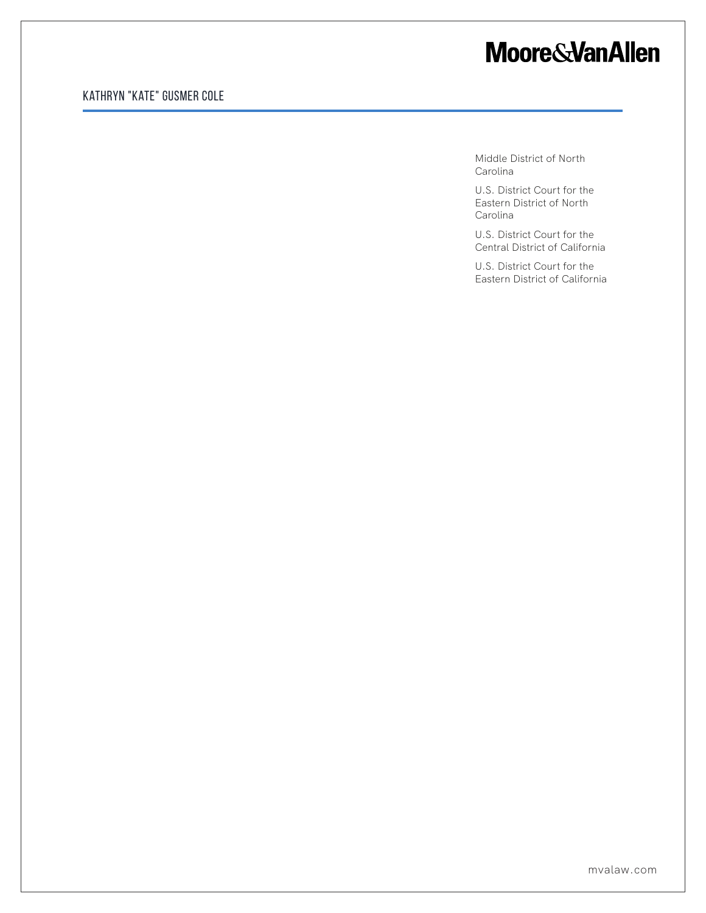Middle District of North Carolina

U.S. District Court for the Eastern District of North Carolina

U.S. District Court for the Central District of California

U.S. District Court for the Eastern District of California